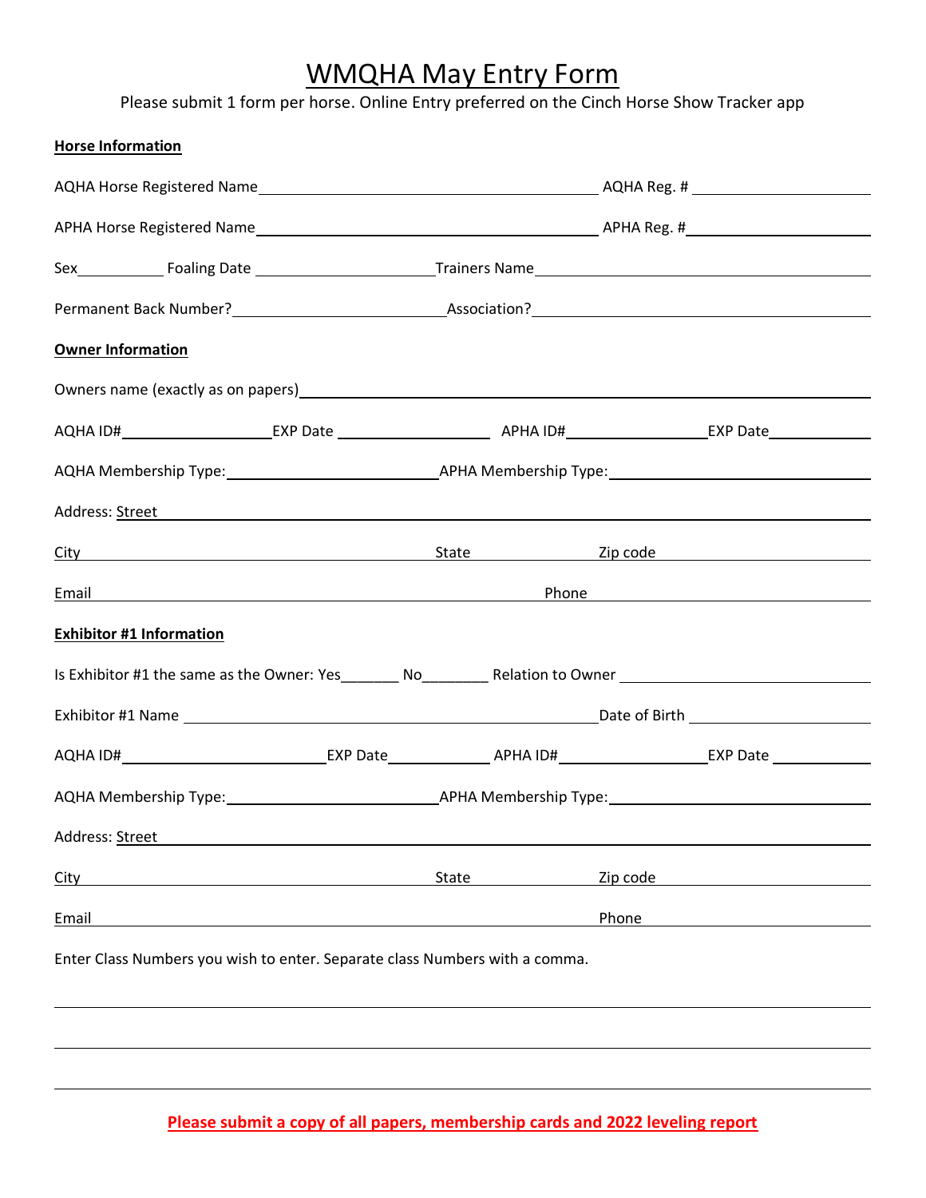# WMQHA May Entry Form

Please submit 1 form per horse. Online Entry preferred on the Cinch Horse Show Tracker app

**Horse Information**

AQHA Horse Registered Name\_\_\_\_\_\_\_\_\_\_\_\_\_\_\_\_\_\_\_\_\_\_\_\_\_\_\_\_\_\_ AQHA Reg. # \_\_\_\_\_\_\_\_\_\_\_\_\_\_\_\_\_\_

APHA Horse Registered Name\_\_\_\_\_\_\_\_\_\_\_\_\_\_\_\_\_\_\_\_\_\_\_\_\_\_\_\_\_\_ APHA Reg. #\_\_\_\_\_\_\_\_\_\_\_\_\_\_\_\_\_\_

Sex\_\_\_\_\_\_\_\_ Foaling Date \_\_\_\_\_\_\_\_\_\_\_\_\_\_\_\_Trainers Name\_\_\_\_\_\_\_\_\_\_\_\_\_\_\_\_\_\_\_\_\_\_\_\_\_\_\_\_

Permanent Back Number?\_\_\_\_\_\_\_\_\_\_\_\_\_\_\_\_\_\_\_\_Association?\_\_\_\_\_\_\_\_\_\_\_\_\_\_\_\_\_\_\_\_\_\_\_\_\_\_\_\_

**Owner Information**

Owners name (exactly as on papers)\_\_\_\_\_\_\_\_\_\_\_\_\_\_\_\_\_\_\_\_\_\_\_\_\_\_\_\_\_\_\_\_\_\_\_\_\_\_\_\_\_\_\_\_\_\_

AQHA ID#\_\_\_\_\_\_\_\_\_\_\_\_\_\_EXP Date \_\_\_\_\_\_\_\_\_\_\_\_\_\_ APHA ID#\_\_\_\_\_\_\_\_\_\_\_\_\_EXP Date\_\_\_\_\_\_\_\_\_

AQHA Membership Type:\_\_\_\_\_\_\_\_\_\_\_\_\_\_\_\_\_\_\_\_APHA Membership Type:\_\_\_\_\_\_\_\_\_\_\_\_\_\_\_\_\_\_\_\_\_\_\_\_

Address: Street \_\_\_\_\_\_\_\_\_\_\_\_\_\_\_\_\_\_\_\_\_\_\_\_\_\_\_\_\_\_\_\_\_\_\_\_\_\_\_\_\_\_\_\_\_\_\_\_\_\_\_\_\_\_\_\_\_\_\_\_\_\_\_\_

City \_\_\_\_\_\_\_\_\_\_\_\_\_\_\_\_\_\_\_\_\_\_\_\_\_\_\_\_\_\_\_\_ State \_\_\_\_\_\_\_\_\_\_ Zip code \_\_\_\_\_\_\_\_\_\_\_\_\_\_\_\_\_\_\_\_\_

Email \_\_\_\_\_\_\_\_\_\_\_\_\_\_\_\_\_\_\_\_\_\_\_\_\_\_\_\_\_\_\_\_\_\_\_\_\_\_\_\_\_\_\_\_ Phone \_\_\_\_\_\_\_\_\_\_\_\_\_\_\_\_\_\_\_\_\_\_\_\_\_\_\_

**Exhibitor #1 Information**

Is Exhibitor #1 the same as the Owner: Yes\_\_\_\_\_\_\_ No\_\_\_\_\_\_\_\_ Relation to Owner \_\_\_\_\_\_\_\_\_\_\_\_\_\_\_\_\_\_\_\_\_\_\_

Exhibitor #1 Name \_\_\_\_\_\_\_\_\_\_\_\_\_\_\_\_\_\_\_\_\_\_\_\_\_\_\_\_\_\_\_\_\_\_\_\_\_\_Date of Birth \_\_\_\_\_\_\_\_\_\_\_\_\_\_\_\_\_\_

AQHA ID#\_\_\_\_\_\_\_\_\_\_\_\_\_\_\_\_\_\_\_\_EXP Date\_\_\_\_\_\_\_\_\_\_ APHA ID#\_\_\_\_\_\_\_\_\_\_\_\_\_\_EXP Date \_\_\_\_\_\_\_\_\_

AQHA Membership Type:\_\_\_\_\_\_\_\_\_\_\_\_\_\_\_\_\_\_\_\_APHA Membership Type:\_\_\_\_\_\_\_\_\_\_\_\_\_\_\_\_\_\_\_\_\_\_\_\_

Address: Street \_\_\_\_\_\_\_\_\_\_\_\_\_\_\_\_\_\_\_\_\_\_\_\_\_\_\_\_\_\_\_\_\_\_\_\_\_\_\_\_\_\_\_\_\_\_\_\_\_\_\_\_\_\_\_\_\_\_\_\_\_\_\_\_

City \_\_\_\_\_\_\_\_\_\_\_\_\_\_\_\_\_\_\_\_\_\_\_\_\_\_\_\_\_\_\_\_ State \_\_\_\_\_\_\_\_\_\_ Zip code \_\_\_\_\_\_\_\_\_\_\_\_\_\_\_\_\_\_\_\_\_

Email \_\_\_\_\_\_\_\_\_\_\_\_\_\_\_\_\_\_\_\_\_\_\_\_\_\_\_\_\_\_\_\_\_\_\_\_\_\_\_\_\_\_\_\_\_\_\_\_ Phone \_\_\_\_\_\_\_\_\_\_\_\_\_\_\_\_\_\_\_\_\_\_

Enter Class Numbers you wish to enter. Separate class Numbers with a comma.

\_\_\_\_\_\_\_\_\_\_\_\_\_\_\_\_\_\_\_\_\_\_\_\_\_\_\_\_\_\_\_\_\_\_\_\_\_\_\_\_\_\_\_\_\_\_\_\_\_\_\_\_\_\_\_\_\_\_\_\_\_\_\_\_\_\_\_\_\_\_\_\_\_\_\_\_\_\_

\_\_\_\_\_\_\_\_\_\_\_\_\_\_\_\_\_\_\_\_\_\_\_\_\_\_\_\_\_\_\_\_\_\_\_\_\_\_\_\_\_\_\_\_\_\_\_\_\_\_\_\_\_\_\_\_\_\_\_\_\_\_\_\_\_\_\_\_\_\_\_\_\_\_\_\_\_\_

\_\_\_\_\_\_\_\_\_\_\_\_\_\_\_\_\_\_\_\_\_\_\_\_\_\_\_\_\_\_\_\_\_\_\_\_\_\_\_\_\_\_\_\_\_\_\_\_\_\_\_\_\_\_\_\_\_\_\_\_\_\_\_\_\_\_\_\_\_\_\_\_\_\_\_\_\_\_

**Please submit a copy of all papers, membership cards and 2022 leveling report**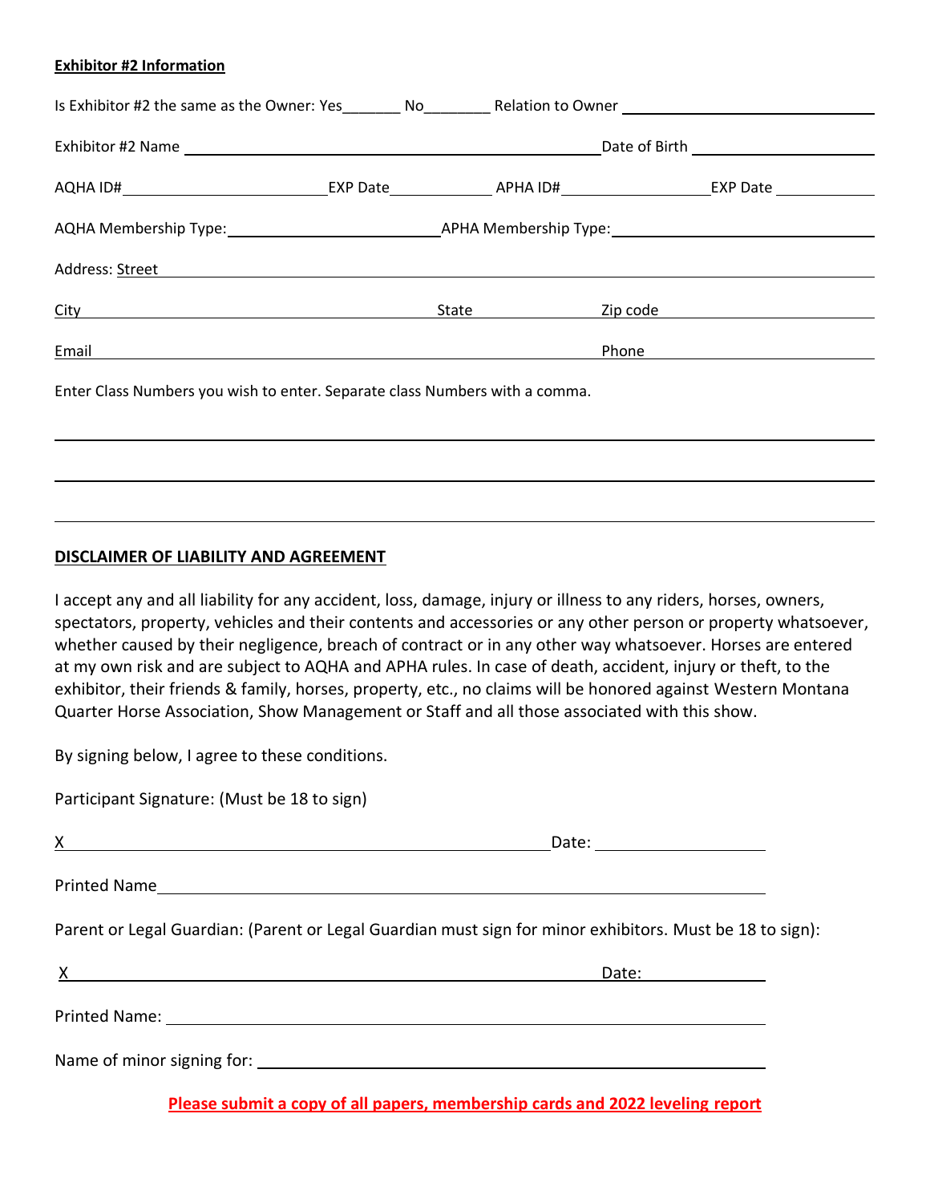**Exhibitor #2 Information**

Is Exhibitor #2 the same as the Owner: Yes_______ No________ Relation to Owner ______________________________

Exhibitor #2 Name ________________________________________________ Date of Birth ____________________

AQHA ID#________________________ EXP Date____________ APHA ID#________________ EXP Date ____________

AQHA Membership Type:________________________ APHA Membership Type:______________________________

Address: Street ________________________________________________________________________________

City ________________________________________ State ______________ Zip code ___________________________

Email ________________________________________________________ Phone _______________________________

Enter Class Numbers you wish to enter. Separate class Numbers with a comma.

______________________________________________________________________________________________

______________________________________________________________________________________________

______________________________________________________________________________________________

**DISCLAIMER OF LIABILITY AND AGREEMENT**

I accept any and all liability for any accident, loss, damage, injury or illness to any riders, horses, owners, spectators, property, vehicles and their contents and accessories or any other person or property whatsoever, whether caused by their negligence, breach of contract or in any other way whatsoever. Horses are entered at my own risk and are subject to AQHA and APHA rules. In case of death, accident, injury or theft, to the exhibitor, their friends & family, horses, property, etc., no claims will be honored against Western Montana Quarter Horse Association, Show Management or Staff and all those associated with this show.

By signing below, I agree to these conditions.

Participant Signature: (Must be 18 to sign)

X ____________________________________________________ Date: __________________

Printed Name ______________________________________________________________________

Parent or Legal Guardian: (Parent or Legal Guardian must sign for minor exhibitors. Must be 18 to sign):

X ____________________________________________________ Date: __________________

Printed Name: _____________________________________________________________________

Name of minor signing for: __________________________________________________________

**Please submit a copy of all papers, membership cards and 2022 leveling report**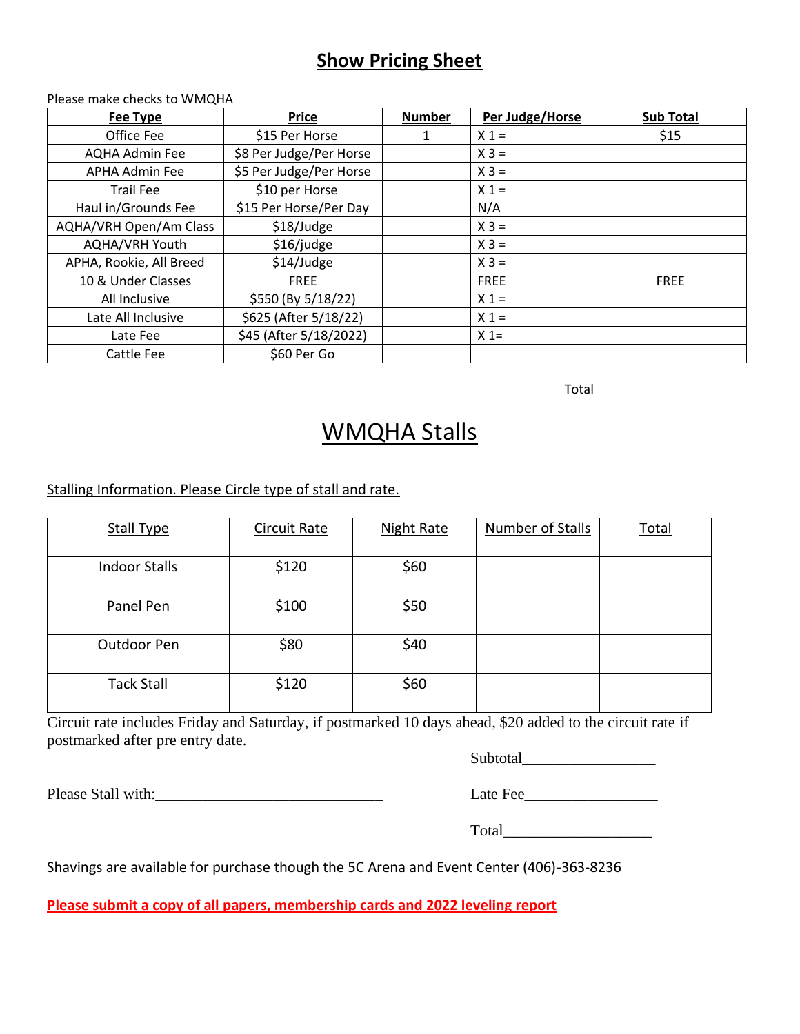# **Show Pricing Sheet**

Please make checks to WMQHA

| **Fee Type** | **Price** | **Number** | **Per Judge/Horse** | **Sub Total** |
|---|---|---|---|---|
| Office Fee | $15 Per Horse | 1 | X 1 = | $15 |
| AQHA Admin Fee | $8 Per Judge/Per Horse | | X 3 = | |
| APHA Admin Fee | $5 Per Judge/Per Horse | | X 3 = | |
| Trail Fee | $10 per Horse | | X 1 = | |
| Haul in/Grounds Fee | $15 Per Horse/Per Day | | N/A | |
| AQHA/VRH Open/Am Class | $18/Judge | | X 3 = | |
| AQHA/VRH Youth | $16/judge | | X 3 = | |
| APHA, Rookie, All Breed | $14/Judge | | X 3 = | |
| 10 & Under Classes | FREE | | FREE | FREE |
| All Inclusive | $550 (By 5/18/22) | | X 1 = | |
| Late All Inclusive | $625 (After 5/18/22) | | X 1 = | |
| Late Fee | $45 (After 5/18/2022) | | X 1= | |
| Cattle Fee | $60 Per Go | | | |

Total______________________

# WMQHA Stalls

Stalling Information. Please Circle type of stall and rate.

| Stall Type | Circuit Rate | Night Rate | Number of Stalls | Total |
|---|---|---|---|---|
| Indoor Stalls | $120 | $60 | | |
| Panel Pen | $100 | $50 | | |
| Outdoor Pen | $80 | $40 | | |
| Tack Stall | $120 | $60 | | |

Circuit rate includes Friday and Saturday, if postmarked 10 days ahead, $20 added to the circuit rate if postmarked after pre entry date.

Subtotal_________________

Please Stall with:_____________________________

Late Fee_________________

Total___________________

Shavings are available for purchase though the 5C Arena and Event Center (406)-363-8236

**Please submit a copy of all papers, membership cards and 2022 leveling report**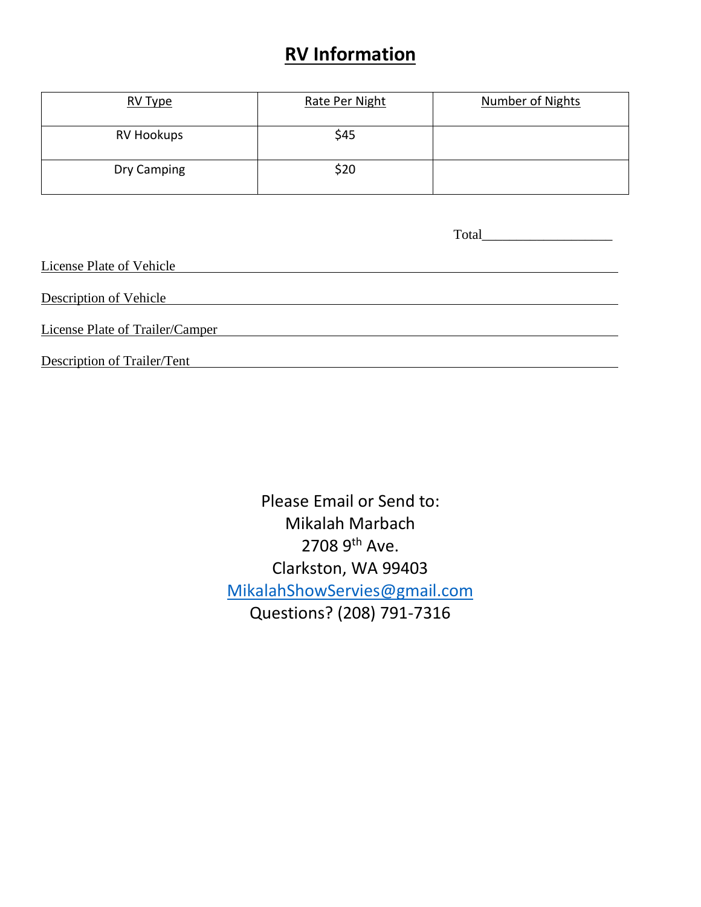# RV Information

| RV Type | Rate Per Night | Number of Nights |
|---|---|---|
| RV Hookups | $45 | |
| Dry Camping | $20 | |

Total___________________

License Plate of Vehicle ___________________________________________

Description of Vehicle ___________________________________________

License Plate of Trailer/Camper ___________________________________________

Description of Trailer/Tent ___________________________________________

Please Email or Send to:
Mikalah Marbach
2708 9th Ave.
Clarkston, WA 99403
MikalahShowServies@gmail.com
Questions? (208) 791-7316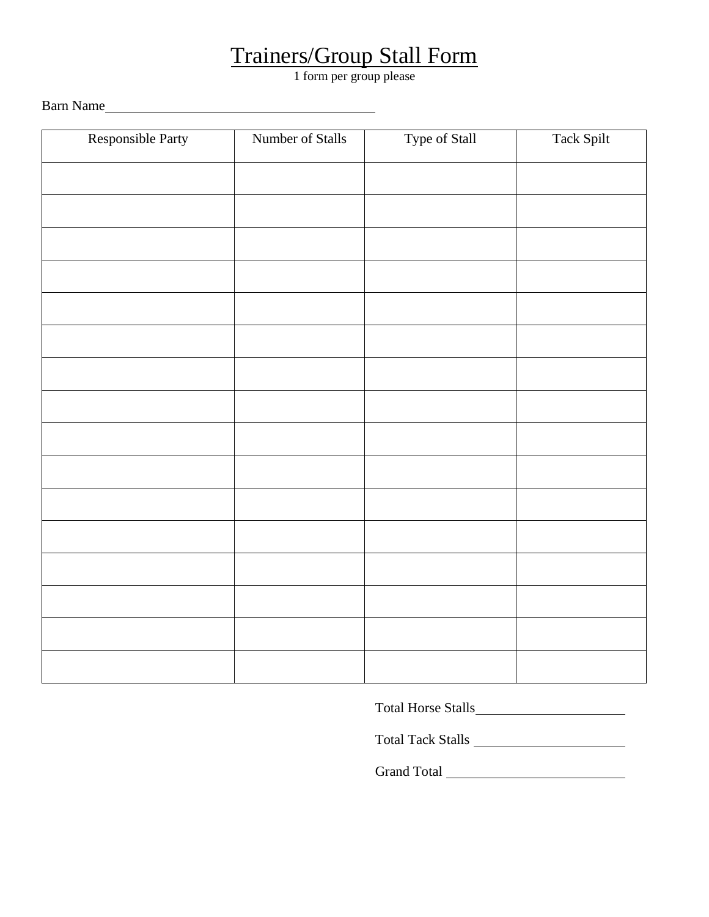# Trainers/Group Stall Form

1 form per group please

Barn Name\_\_\_\_\_\_\_\_\_\_\_\_\_\_\_\_\_\_\_\_\_\_\_\_\_\_\_\_\_\_\_\_\_\_\_\_\_\_\_\_

| Responsible Party | Number of Stalls | Type of Stall | Tack Spilt |
|---|---|---|---|
| | | | |
| | | | |
| | | | |
| | | | |
| | | | |
| | | | |
| | | | |
| | | | |
| | | | |
| | | | |
| | | | |
| | | | |
| | | | |
| | | | |
| | | | |
| | | | |

Total Horse Stalls\_\_\_\_\_\_\_\_\_\_\_\_\_\_\_\_\_\_\_\_\_\_

Total Tack Stalls \_\_\_\_\_\_\_\_\_\_\_\_\_\_\_\_\_\_\_\_\_\_

Grand Total \_\_\_\_\_\_\_\_\_\_\_\_\_\_\_\_\_\_\_\_\_\_\_\_\_\_